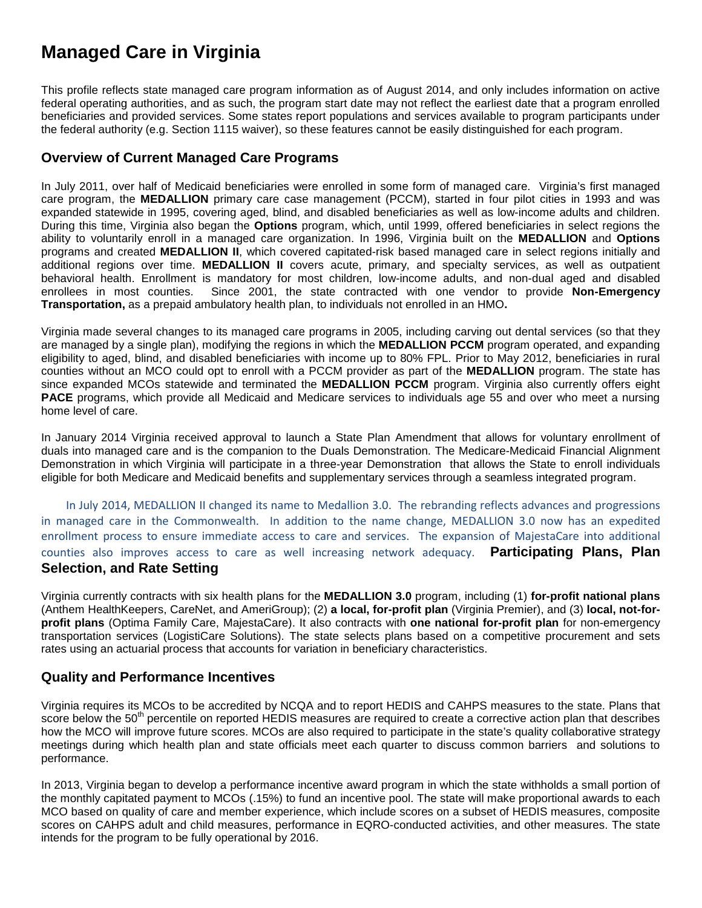# Managed Care in Virginia

This profile reflects state managed care program information as of August 2014, and only includes information on active federal operating authorities, and as such, the program start date may not reflect the earliest date that a program enrolled beneficiaries and provided services. Some states report populations and services available to program participants under the federal authority (e.g. Section 1115 waiver), so these features cannot be easily distinguished for each program.

## Overview of Current Managed Care Programs

In July 2011, over half of Medicaid beneficiaries were enrolled in some form of managed care. Virginia's first managed care program, the **MEDALLION** primary care case management (PCCM), started in four pilot cities in 1993 and was expanded statewide in 1995, covering aged, blind, and disabled beneficiaries as well as low-income adults and children. During this time, Virginia also began the **Options** program, which, until 1999, offered beneficiaries in select regions the ability to voluntarily enroll in a managed care organization. In 1996, Virginia built on the **MEDALLION** and **Options** programs and created **MEDALLION II**, which covered capitated-risk based managed care in select regions initially and additional regions over time. **MEDALLION II** covers acute, primary, and specialty services, as well as outpatient behavioral health. Enrollment is mandatory for most children, low-income adults, and non-dual aged and disabled enrollees in most counties. Since 2001, the state contracted with one vendor to provide **Non-Emergency Transportation,** as a prepaid ambulatory health plan, to individuals not enrolled in an HMO**.**

Virginia made several changes to its managed care programs in 2005, including carving out dental services (so that they are managed by a single plan), modifying the regions in which the **MEDALLION PCCM** program operated, and expanding eligibility to aged, blind, and disabled beneficiaries with income up to 80% FPL. Prior to May 2012, beneficiaries in rural counties without an MCO could opt to enroll with a PCCM provider as part of the **MEDALLION** program. The state has since expanded MCOs statewide and terminated the **MEDALLION PCCM** program. Virginia also currently offers eight **PACE** programs, which provide all Medicaid and Medicare services to individuals age 55 and over who meet a nursing home level of care.

In January 2014 Virginia received approval to launch a State Plan Amendment that allows for voluntary enrollment of duals into managed care and is the companion to the Duals Demonstration. The Medicare-Medicaid Financial Alignment Demonstration in which Virginia will participate in a three-year Demonstration that allows the State to enroll individuals eligible for both Medicare and Medicaid benefits and supplementary services through a seamless integrated program.

In July 2014, MEDALLION II changed its name to Medallion 3.0. The rebranding reflects advances and progressions in managed care in the Commonwealth. In addition to the name change, MEDALLION 3.0 now has an expedited enrollment process to ensure immediate access to care and services. The expansion of MajestaCare into additional counties also improves access to care as well increasing network adequacy.

## Participating Plans, Plan Selection, and Rate Setting

Virginia currently contracts with six health plans for the **MEDALLION 3.0** program, including (1) **for-profit national plans** (Anthem HealthKeepers, CareNet, and AmeriGroup); (2) **a local, for-profit plan** (Virginia Premier), and (3) **local, not-for-profit plans** (Optima Family Care, MajestaCare). It also contracts with **one national for-profit plan** for non-emergency transportation services (LogistiCare Solutions). The state selects plans based on a competitive procurement and sets rates using an actuarial process that accounts for variation in beneficiary characteristics.

## Quality and Performance Incentives

Virginia requires its MCOs to be accredited by NCQA and to report HEDIS and CAHPS measures to the state. Plans that score below the 50th percentile on reported HEDIS measures are required to create a corrective action plan that describes how the MCO will improve future scores. MCOs are also required to participate in the state's quality collaborative strategy meetings during which health plan and state officials meet each quarter to discuss common barriers and solutions to performance.

In 2013, Virginia began to develop a performance incentive award program in which the state withholds a small portion of the monthly capitated payment to MCOs (.15%) to fund an incentive pool. The state will make proportional awards to each MCO based on quality of care and member experience, which include scores on a subset of HEDIS measures, composite scores on CAHPS adult and child measures, performance in EQRO-conducted activities, and other measures. The state intends for the program to be fully operational by 2016.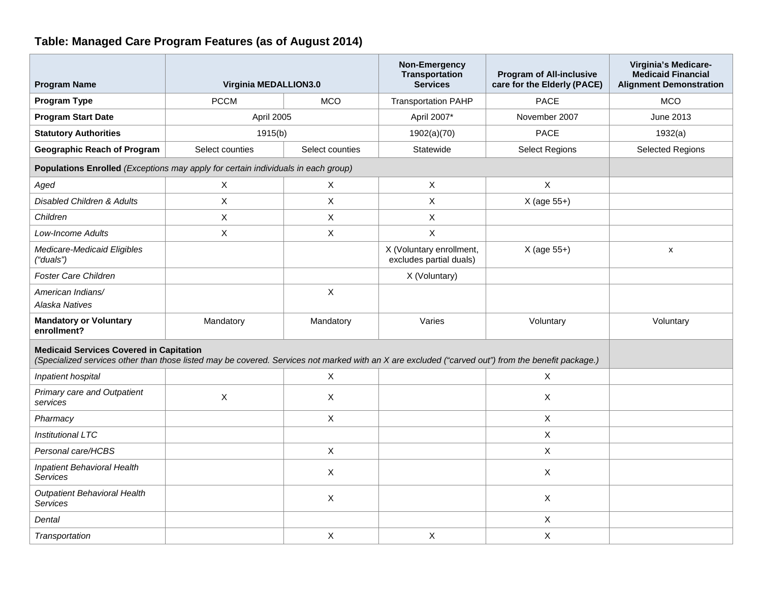## Table: Managed Care Program Features (as of August 2014)

| Program Name | Virginia MEDALLION3.0 | | Non-Emergency Transportation Services | Program of All-inclusive care for the Elderly (PACE) | Virginia's Medicare-Medicaid Financial Alignment Demonstration |
|---|---|---|---|---|---|
| **Program Type** | PCCM | MCO | Transportation PAHP | PACE | MCO |
| **Program Start Date** | April 2005 | | April 2007* | November 2007 | June 2013 |
| **Statutory Authorities** | 1915(b) | | 1902(a)(70) | PACE | 1932(a) |
| **Geographic Reach of Program** | Select counties | Select counties | Statewide | Select Regions | Selected Regions |
| **Populations Enrolled** *(Exceptions may apply for certain individuals in each group)* | | | | | |
| *Aged* | X | X | X | X | |
| *Disabled Children & Adults* | X | X | X | X (age 55+) | |
| *Children* | X | X | X | | |
| *Low-Income Adults* | X | X | X | | |
| *Medicare-Medicaid Eligibles ("duals")* | | | X (Voluntary enrollment, excludes partial duals) | X (age 55+) | x |
| *Foster Care Children* | | | X (Voluntary) | | |
| *American Indians/ Alaska Natives* | | X | | | |
| **Mandatory or Voluntary enrollment?** | Mandatory | Mandatory | Varies | Voluntary | Voluntary |
| **Medicaid Services Covered in Capitation** *(Specialized services other than those listed may be covered. Services not marked with an X are excluded ("carved out") from the benefit package.)* | | | | | |
| *Inpatient hospital* | | X | | X | |
| *Primary care and Outpatient services* | X | X | | X | |
| *Pharmacy* | | X | | X | |
| *Institutional LTC* | | | | X | |
| *Personal care/HCBS* | | X | | X | |
| *Inpatient Behavioral Health Services* | | X | | X | |
| *Outpatient Behavioral Health Services* | | X | | X | |
| *Dental* | | | | X | |
| *Transportation* | | X | X | X | |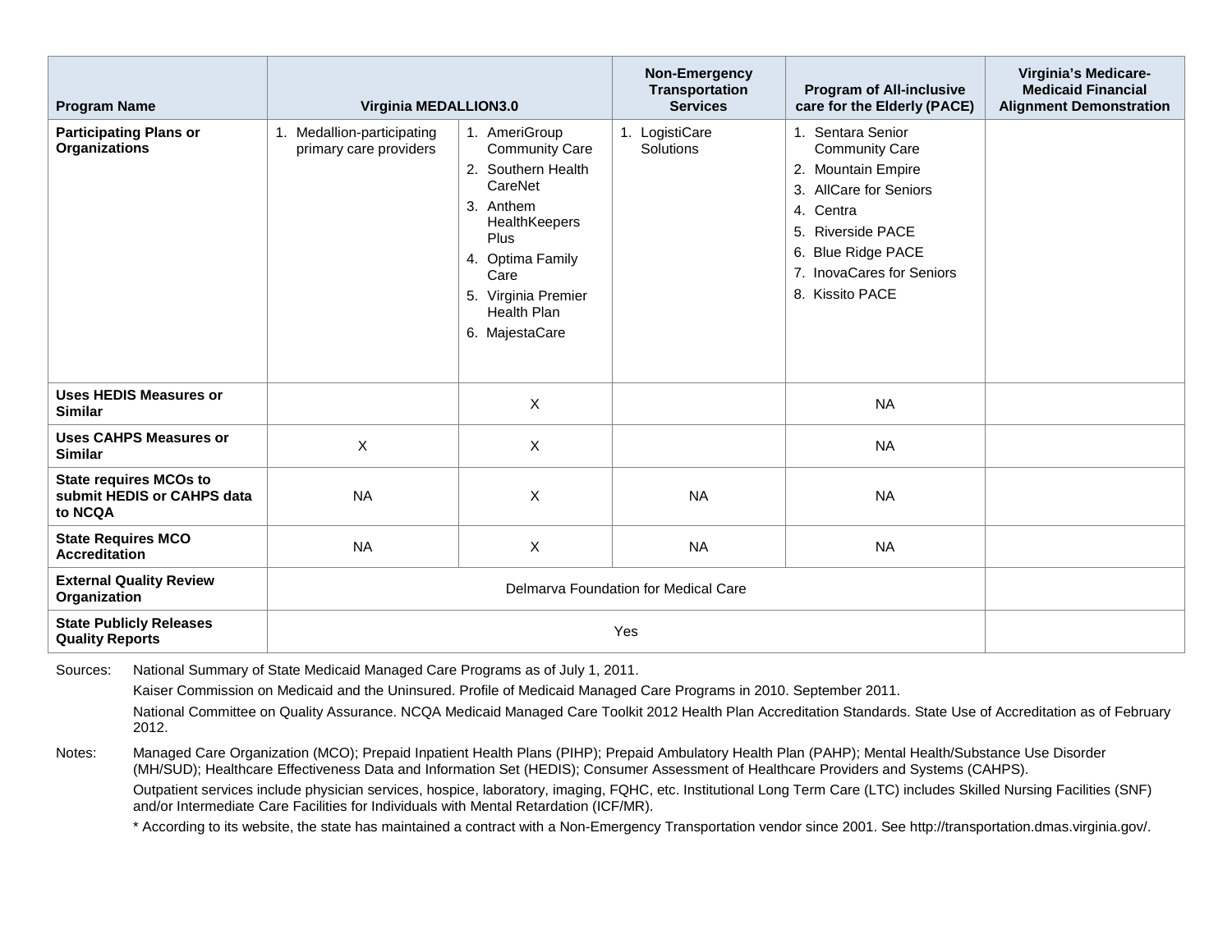| Program Name | Virginia MEDALLION3.0 | | Non-Emergency Transportation Services | Program of All-inclusive care for the Elderly (PACE) | Virginia's Medicare-Medicaid Financial Alignment Demonstration |
|---|---|---|---|---|---|
| **Participating Plans or Organizations** | 1. Medallion-participating primary care providers | 1. AmeriGroup Community Care<br>2. Southern Health CareNet<br>3. Anthem HealthKeepers Plus<br>4. Optima Family Care<br>5. Virginia Premier Health Plan<br>6. MajestaCare | 1. LogistiCare Solutions | 1. Sentara Senior Community Care<br>2. Mountain Empire<br>3. AllCare for Seniors<br>4. Centra<br>5. Riverside PACE<br>6. Blue Ridge PACE<br>7. InovaCares for Seniors<br>8. Kissito PACE | |
| **Uses HEDIS Measures or Similar** | | X | | NA | |
| **Uses CAHPS Measures or Similar** | X | X | | NA | |
| **State requires MCOs to submit HEDIS or CAHPS data to NCQA** | NA | X | NA | NA | |
| **State Requires MCO Accreditation** | NA | X | NA | NA | |
| **External Quality Review Organization** | Delmarva Foundation for Medical Care | | | | |
| **State Publicly Releases Quality Reports** | Yes | | | | |

Sources: National Summary of State Medicaid Managed Care Programs as of July 1, 2011.

Kaiser Commission on Medicaid and the Uninsured. Profile of Medicaid Managed Care Programs in 2010. September 2011.

National Committee on Quality Assurance. NCQA Medicaid Managed Care Toolkit 2012 Health Plan Accreditation Standards. State Use of Accreditation as of February 2012.

Notes: Managed Care Organization (MCO); Prepaid Inpatient Health Plans (PIHP); Prepaid Ambulatory Health Plan (PAHP); Mental Health/Substance Use Disorder (MH/SUD); Healthcare Effectiveness Data and Information Set (HEDIS); Consumer Assessment of Healthcare Providers and Systems (CAHPS).

Outpatient services include physician services, hospice, laboratory, imaging, FQHC, etc. Institutional Long Term Care (LTC) includes Skilled Nursing Facilities (SNF) and/or Intermediate Care Facilities for Individuals with Mental Retardation (ICF/MR).

* According to its website, the state has maintained a contract with a Non-Emergency Transportation vendor since 2001. See http://transportation.dmas.virginia.gov/.